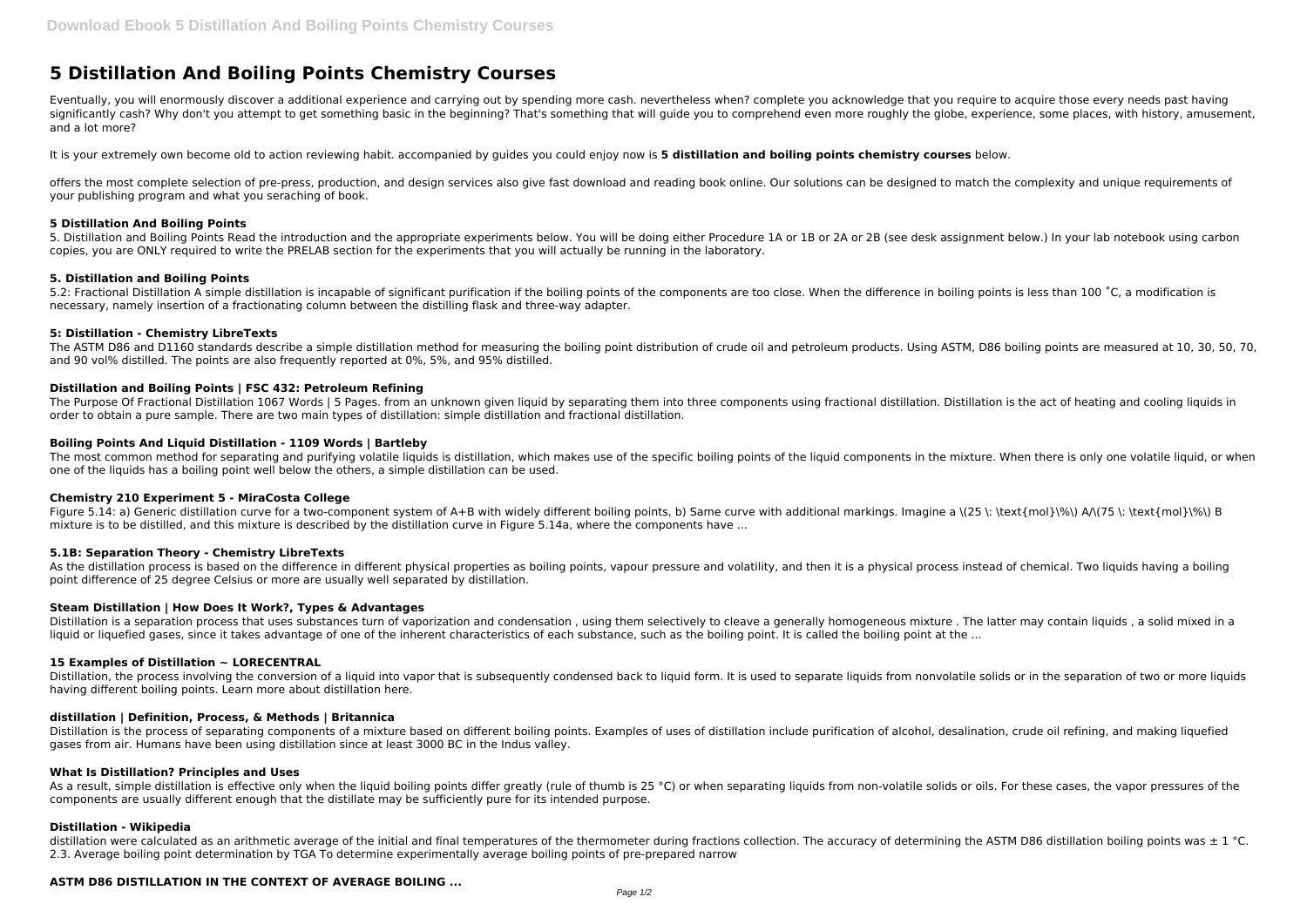# 5 Distillation And Boiling Points Chemistry Courses

Eventually, you will enormously discover a additional experience and carrying out by spending more cash. nevertheless when? complete you acknowledge that you require to acquire those every needs past having significantly cash? Why don't you attempt to get something basic in the beginning? That's something that will guide you to comprehend even more roughly the globe, experience, some places, with history, amusement, and a lot more?

It is your extremely own become old to action reviewing habit. accompanied by guides you could enjoy now is **5 distillation and boiling points chemistry courses** below.

offers the most complete selection of pre-press, production, and design services also give fast download and reading book online. Our solutions can be designed to match the complexity and unique requirements of your publishing program and what you seraching of book.

### 5 Distillation And Boiling Points

5. Distillation and Boiling Points Read the introduction and the appropriate experiments below. You will be doing either Procedure 1A or 1B or 2A or 2B (see desk assignment below.) In your lab notebook using carbon copies, you are ONLY required to write the PRELAB section for the experiments that you will actually be running in the laboratory.

### 5. Distillation and Boiling Points

5.2: Fractional Distillation A simple distillation is incapable of significant purification if the boiling points of the components are too close. When the difference in boiling points is less than 100 ˚C, a modification is necessary, namely insertion of a fractionating column between the distilling flask and three-way adapter.

### 5: Distillation - Chemistry LibreTexts

The ASTM D86 and D1160 standards describe a simple distillation method for measuring the boiling point distribution of crude oil and petroleum products. Using ASTM, D86 boiling points are measured at 10, 30, 50, 70, and 90 vol% distilled. The points are also frequently reported at 0%, 5%, and 95% distilled.

### Distillation and Boiling Points | FSC 432: Petroleum Refining

The Purpose Of Fractional Distillation 1067 Words | 5 Pages. from an unknown given liquid by separating them into three components using fractional distillation. Distillation is the act of heating and cooling liquids in order to obtain a pure sample. There are two main types of distillation: simple distillation and fractional distillation.

### Boiling Points And Liquid Distillation - 1109 Words | Bartleby

The most common method for separating and purifying volatile liquids is distillation, which makes use of the specific boiling points of the liquid components in the mixture. When there is only one volatile liquid, or when one of the liquids has a boiling point well below the others, a simple distillation can be used.

### Chemistry 210 Experiment 5 - MiraCosta College

Figure 5.14: a) Generic distillation curve for a two-component system of A+B with widely different boiling points, b) Same curve with additional markings. Imagine a \(25 \: \text{mol}\%\) A/\(75 \: \text{mol}\%\) B mixture is to be distilled, and this mixture is described by the distillation curve in Figure 5.14a, where the components have ...

### 5.1B: Separation Theory - Chemistry LibreTexts

As the distillation process is based on the difference in different physical properties as boiling points, vapour pressure and volatility, and then it is a physical process instead of chemical. Two liquids having a boiling point difference of 25 degree Celsius or more are usually well separated by distillation.

### Steam Distillation | How Does It Work?, Types & Advantages

Distillation is a separation process that uses substances turn of vaporization and condensation , using them selectively to cleave a generally homogeneous mixture . The latter may contain liquids , a solid mixed in a liquid or liquefied gases, since it takes advantage of one of the inherent characteristics of each substance, such as the boiling point. It is called the boiling point at the ...

### 15 Examples of Distillation ~ LORECENTRAL

Distillation, the process involving the conversion of a liquid into vapor that is subsequently condensed back to liquid form. It is used to separate liquids from nonvolatile solids or in the separation of two or more liquids having different boiling points. Learn more about distillation here.

### distillation | Definition, Process, & Methods | Britannica

Distillation is the process of separating components of a mixture based on different boiling points. Examples of uses of distillation include purification of alcohol, desalination, crude oil refining, and making liquefied gases from air. Humans have been using distillation since at least 3000 BC in the Indus valley.

### What Is Distillation? Principles and Uses

As a result, simple distillation is effective only when the liquid boiling points differ greatly (rule of thumb is 25 °C) or when separating liquids from non-volatile solids or oils. For these cases, the vapor pressures of the components are usually different enough that the distillate may be sufficiently pure for its intended purpose.

### Distillation - Wikipedia

distillation were calculated as an arithmetic average of the initial and final temperatures of the thermometer during fractions collection. The accuracy of determining the ASTM D86 distillation boiling points was ± 1 °C. 2.3. Average boiling point determination by TGA To determine experimentally average boiling points of pre-prepared narrow

### ASTM D86 DISTILLATION IN THE CONTEXT OF AVERAGE BOILING ...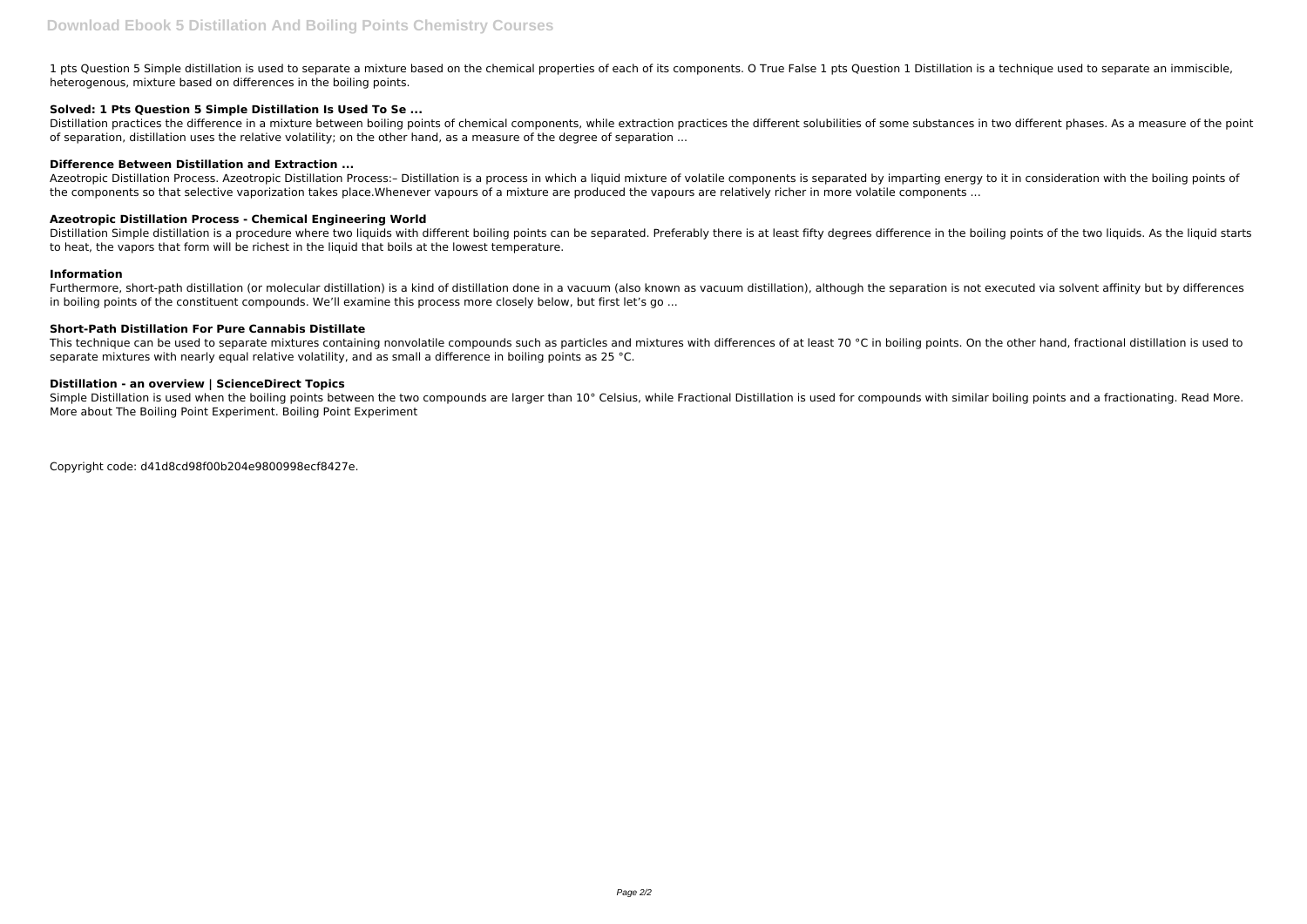1 pts Question 5 Simple distillation is used to separate a mixture based on the chemical properties of each of its components. O True False 1 pts Question 1 Distillation is a technique used to separate an immiscible, heterogenous, mixture based on differences in the boiling points.

### Solved: 1 Pts Question 5 Simple Distillation Is Used To Se ...

Distillation practices the difference in a mixture between boiling points of chemical components, while extraction practices the different solubilities of some substances in two different phases. As a measure of the point of separation, distillation uses the relative volatility; on the other hand, as a measure of the degree of separation ...

### Difference Between Distillation and Extraction ...

Azeotropic Distillation Process. Azeotropic Distillation Process:– Distillation is a process in which a liquid mixture of volatile components is separated by imparting energy to it in consideration with the boiling points of the components so that selective vaporization takes place.Whenever vapours of a mixture are produced the vapours are relatively richer in more volatile components ...

### Azeotropic Distillation Process - Chemical Engineering World

Distillation Simple distillation is a procedure where two liquids with different boiling points can be separated. Preferably there is at least fifty degrees difference in the boiling points of the two liquids. As the liquid starts to heat, the vapors that form will be richest in the liquid that boils at the lowest temperature.

### Information

Furthermore, short-path distillation (or molecular distillation) is a kind of distillation done in a vacuum (also known as vacuum distillation), although the separation is not executed via solvent affinity but by differences in boiling points of the constituent compounds. We'll examine this process more closely below, but first let's go ...

### Short-Path Distillation For Pure Cannabis Distillate

This technique can be used to separate mixtures containing nonvolatile compounds such as particles and mixtures with differences of at least 70 °C in boiling points. On the other hand, fractional distillation is used to separate mixtures with nearly equal relative volatility, and as small a difference in boiling points as 25 °C.

### Distillation - an overview | ScienceDirect Topics

Simple Distillation is used when the boiling points between the two compounds are larger than 10° Celsius, while Fractional Distillation is used for compounds with similar boiling points and a fractionating. Read More. More about The Boiling Point Experiment. Boiling Point Experiment

Copyright code: d41d8cd98f00b204e9800998ecf8427e.